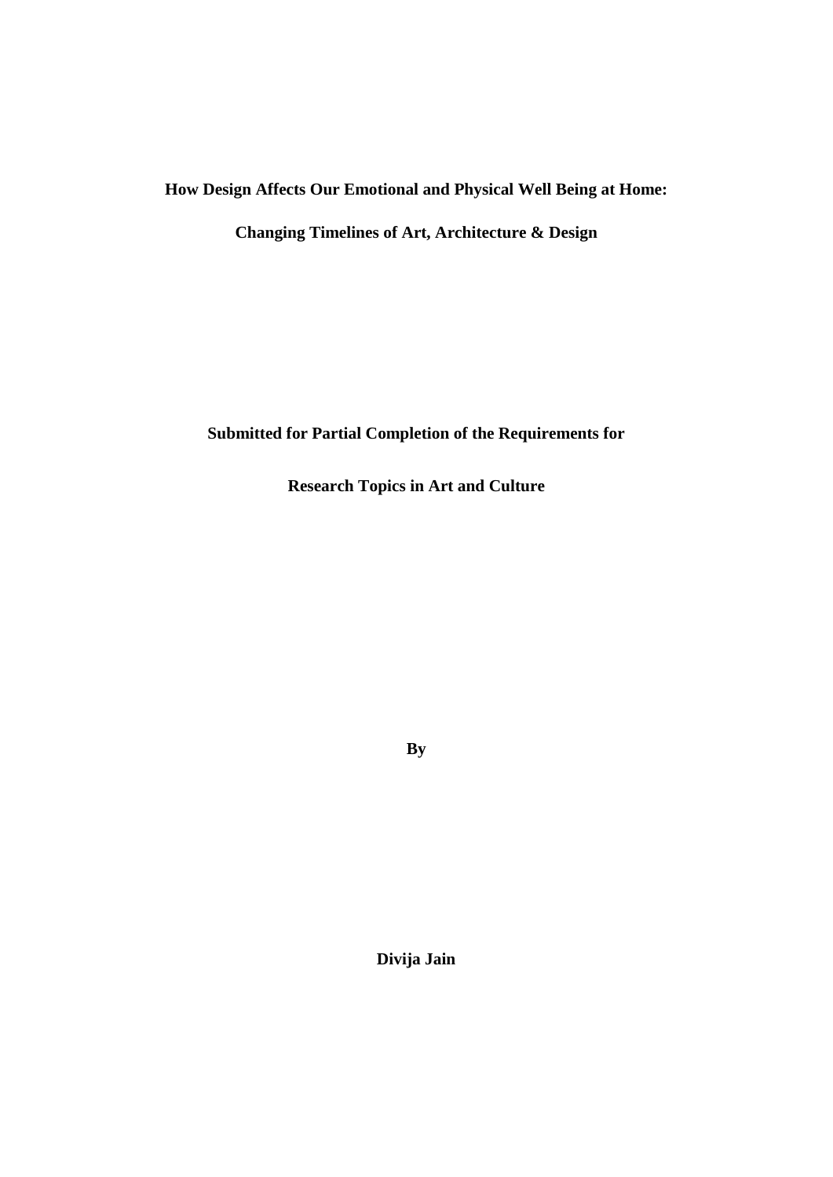**How Design Affects Our Emotional and Physical Well Being at Home:**

**Changing Timelines of Art, Architecture & Design**

**Submitted for Partial Completion of the Requirements for**

**Research Topics in Art and Culture**

**By**

**Divija Jain**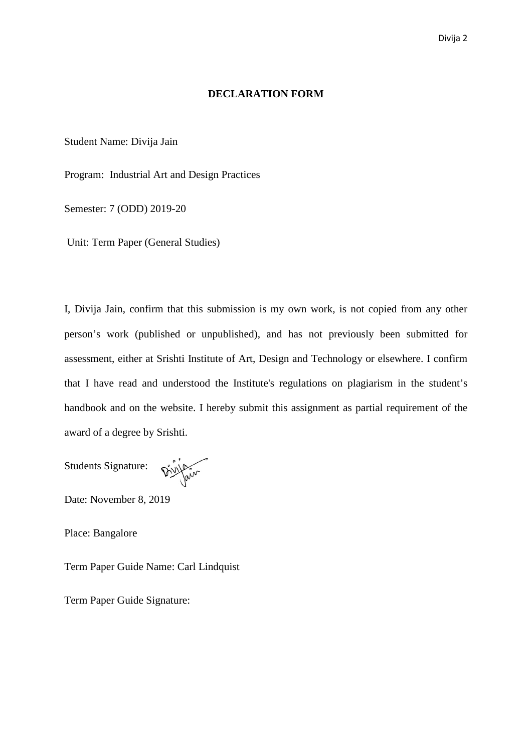**DECLARATION FORM**

Student Name: Divija Jain

Program: Industrial Art and Design Practices

Semester: 7 (ODD) 2019-20

Unit: Term Paper (General Studies)

I, Divija Jain, confirm that this submission is my own work, is not copied from any other person's work (published or unpublished), and has not previously been submitted for assessment, either at Srishti Institute of Art, Design and Technology or elsewhere. I confirm that I have read and understood the Institute's regulations on plagiarism in the student's handbook and on the website. I hereby submit this assignment as partial requirement of the award of a degree by Srishti.

Students Signature:

Date: November 8, 2019

Place: Bangalore

Term Paper Guide Name: Carl Lindquist

Term Paper Guide Signature: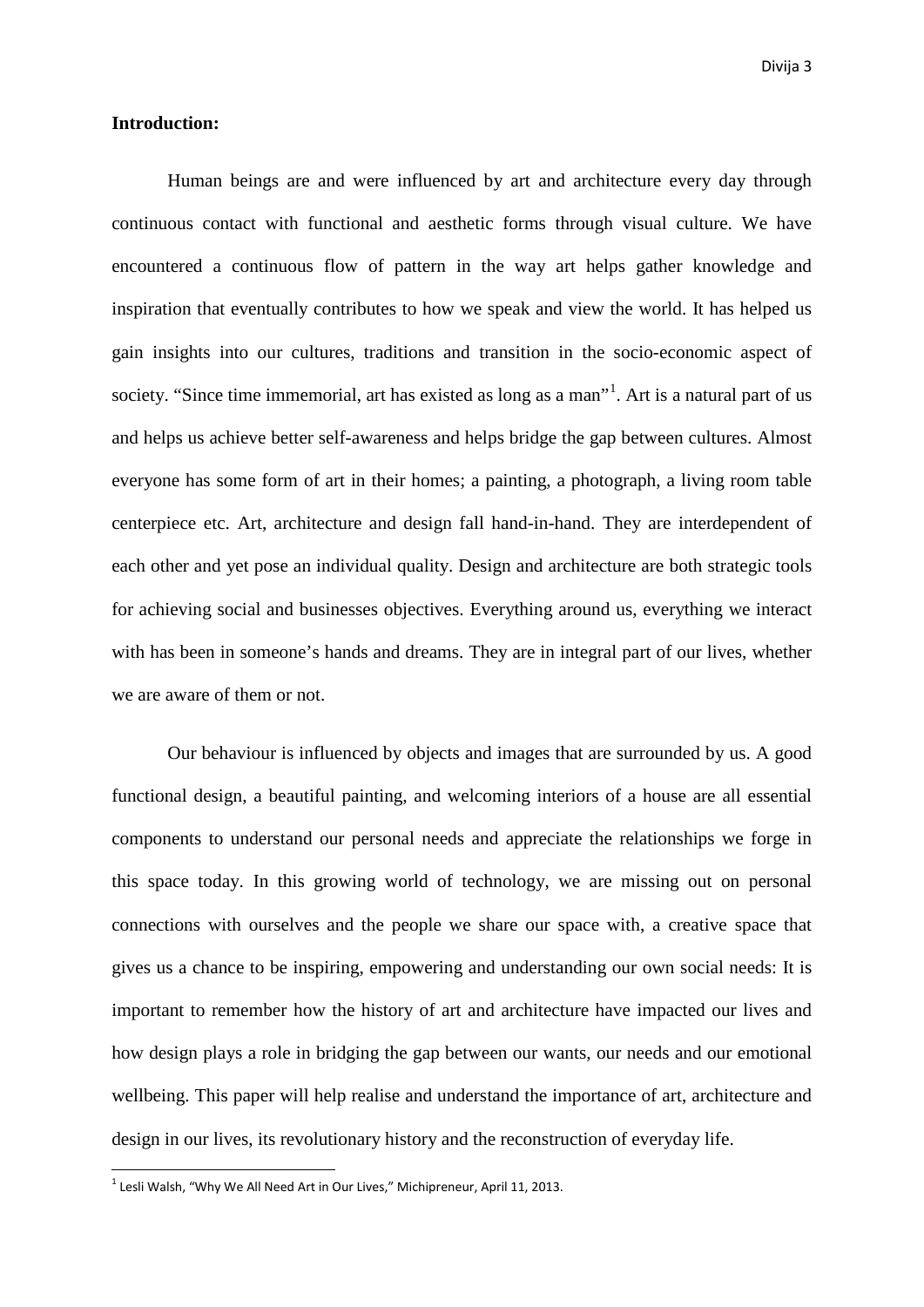**Introduction:**

Human beings are and were influenced by art and architecture every day through continuous contact with functional and aesthetic forms through visual culture. We have encountered a continuous flow of pattern in the way art helps gather knowledge and inspiration that eventually contributes to how we speak and view the world. It has helped us gain insights into our cultures, traditions and transition in the socio-economic aspect of society. "Since time immemorial, art has existed as long as a man"[1]. Art is a natural part of us and helps us achieve better self-awareness and helps bridge the gap between cultures. Almost everyone has some form of art in their homes; a painting, a photograph, a living room table centerpiece etc. Art, architecture and design fall hand-in-hand. They are interdependent of each other and yet pose an individual quality. Design and architecture are both strategic tools for achieving social and businesses objectives. Everything around us, everything we interact with has been in someone's hands and dreams. They are in integral part of our lives, whether we are aware of them or not.

Our behaviour is influenced by objects and images that are surrounded by us. A good functional design, a beautiful painting, and welcoming interiors of a house are all essential components to understand our personal needs and appreciate the relationships we forge in this space today. In this growing world of technology, we are missing out on personal connections with ourselves and the people we share our space with, a creative space that gives us a chance to be inspiring, empowering and understanding our own social needs: It is important to remember how the history of art and architecture have impacted our lives and how design plays a role in bridging the gap between our wants, our needs and our emotional wellbeing. This paper will help realise and understand the importance of art, architecture and design in our lives, its revolutionary history and the reconstruction of everyday life.

---

[1] Lesli Walsh, "Why We All Need Art in Our Lives," Michipreneur, April 11, 2013.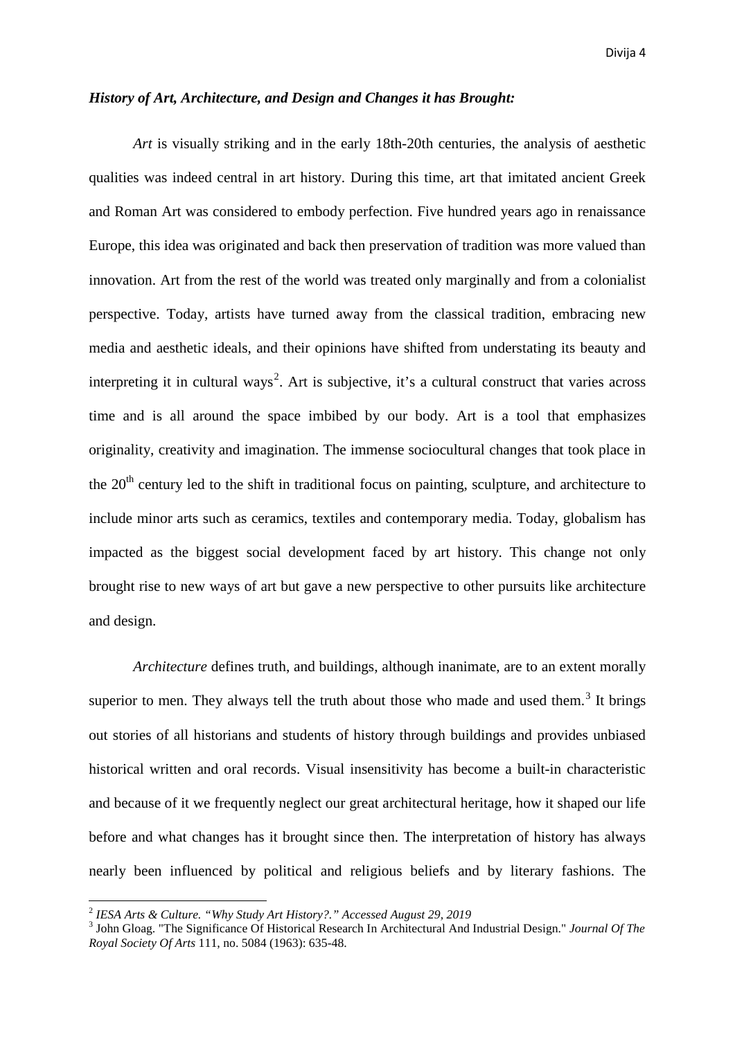***History of Art, Architecture, and Design and Changes it has Brought:***

*Art* is visually striking and in the early 18th-20th centuries, the analysis of aesthetic qualities was indeed central in art history. During this time, art that imitated ancient Greek and Roman Art was considered to embody perfection. Five hundred years ago in renaissance Europe, this idea was originated and back then preservation of tradition was more valued than innovation. Art from the rest of the world was treated only marginally and from a colonialist perspective. Today, artists have turned away from the classical tradition, embracing new media and aesthetic ideals, and their opinions have shifted from understating its beauty and interpreting it in cultural ways[2]. Art is subjective, it's a cultural construct that varies across time and is all around the space imbibed by our body. Art is a tool that emphasizes originality, creativity and imagination. The immense sociocultural changes that took place in the 20th century led to the shift in traditional focus on painting, sculpture, and architecture to include minor arts such as ceramics, textiles and contemporary media. Today, globalism has impacted as the biggest social development faced by art history. This change not only brought rise to new ways of art but gave a new perspective to other pursuits like architecture and design.

*Architecture* defines truth, and buildings, although inanimate, are to an extent morally superior to men. They always tell the truth about those who made and used them.[3] It brings out stories of all historians and students of history through buildings and provides unbiased historical written and oral records. Visual insensitivity has become a built-in characteristic and because of it we frequently neglect our great architectural heritage, how it shaped our life before and what changes has it brought since then. The interpretation of history has always nearly been influenced by political and religious beliefs and by literary fashions. The

---

[2] *IESA Arts & Culture. "Why Study Art History?." Accessed August 29, 2019*

[3] John Gloag. "The Significance Of Historical Research In Architectural And Industrial Design." *Journal Of The Royal Society Of Arts* 111, no. 5084 (1963): 635-48.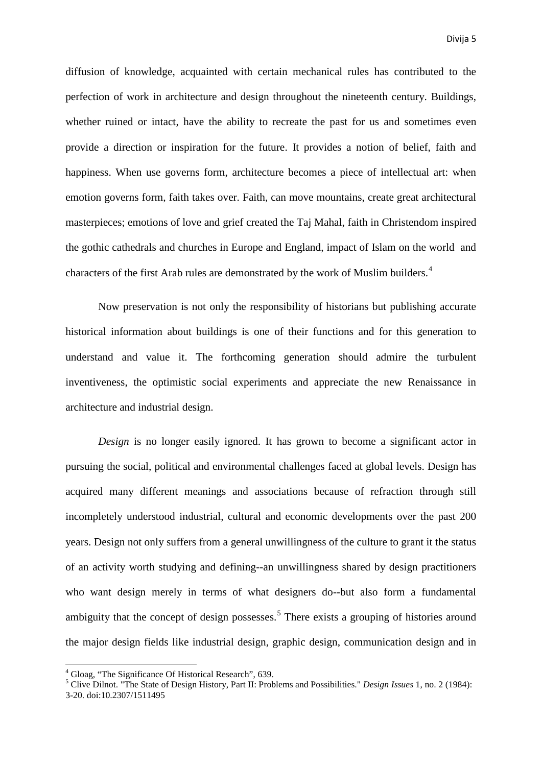diffusion of knowledge, acquainted with certain mechanical rules has contributed to the perfection of work in architecture and design throughout the nineteenth century. Buildings, whether ruined or intact, have the ability to recreate the past for us and sometimes even provide a direction or inspiration for the future. It provides a notion of belief, faith and happiness. When use governs form, architecture becomes a piece of intellectual art: when emotion governs form, faith takes over. Faith, can move mountains, create great architectural masterpieces; emotions of love and grief created the Taj Mahal, faith in Christendom inspired the gothic cathedrals and churches in Europe and England, impact of Islam on the world and characters of the first Arab rules are demonstrated by the work of Muslim builders.[4]

Now preservation is not only the responsibility of historians but publishing accurate historical information about buildings is one of their functions and for this generation to understand and value it. The forthcoming generation should admire the turbulent inventiveness, the optimistic social experiments and appreciate the new Renaissance in architecture and industrial design.

*Design* is no longer easily ignored. It has grown to become a significant actor in pursuing the social, political and environmental challenges faced at global levels. Design has acquired many different meanings and associations because of refraction through still incompletely understood industrial, cultural and economic developments over the past 200 years. Design not only suffers from a general unwillingness of the culture to grant it the status of an activity worth studying and defining--an unwillingness shared by design practitioners who want design merely in terms of what designers do--but also form a fundamental ambiguity that the concept of design possesses.[5] There exists a grouping of histories around the major design fields like industrial design, graphic design, communication design and in

---

[4] Gloag, "The Significance Of Historical Research", 639.

[5] Clive Dilnot. "The State of Design History, Part II: Problems and Possibilities." *Design Issues* 1, no. 2 (1984): 3-20. doi:10.2307/1511495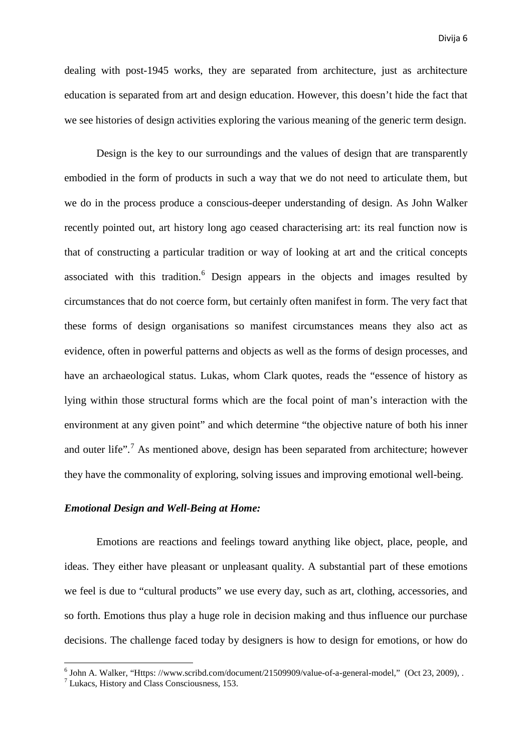dealing with post-1945 works, they are separated from architecture, just as architecture education is separated from art and design education. However, this doesn't hide the fact that we see histories of design activities exploring the various meaning of the generic term design.

Design is the key to our surroundings and the values of design that are transparently embodied in the form of products in such a way that we do not need to articulate them, but we do in the process produce a conscious-deeper understanding of design. As John Walker recently pointed out, art history long ago ceased characterising art: its real function now is that of constructing a particular tradition or way of looking at art and the critical concepts associated with this tradition.[6] Design appears in the objects and images resulted by circumstances that do not coerce form, but certainly often manifest in form. The very fact that these forms of design organisations so manifest circumstances means they also act as evidence, often in powerful patterns and objects as well as the forms of design processes, and have an archaeological status. Lukas, whom Clark quotes, reads the "essence of history as lying within those structural forms which are the focal point of man's interaction with the environment at any given point" and which determine "the objective nature of both his inner and outer life".[7] As mentioned above, design has been separated from architecture; however they have the commonality of exploring, solving issues and improving emotional well-being.

***Emotional Design and Well-Being at Home:***

Emotions are reactions and feelings toward anything like object, place, people, and ideas. They either have pleasant or unpleasant quality. A substantial part of these emotions we feel is due to "cultural products" we use every day, such as art, clothing, accessories, and so forth. Emotions thus play a huge role in decision making and thus influence our purchase decisions. The challenge faced today by designers is how to design for emotions, or how do

---

[6] John A. Walker, "Https: //www.scribd.com/document/21509909/value-of-a-general-model," (Oct 23, 2009), .

[7] Lukacs, History and Class Consciousness, 153.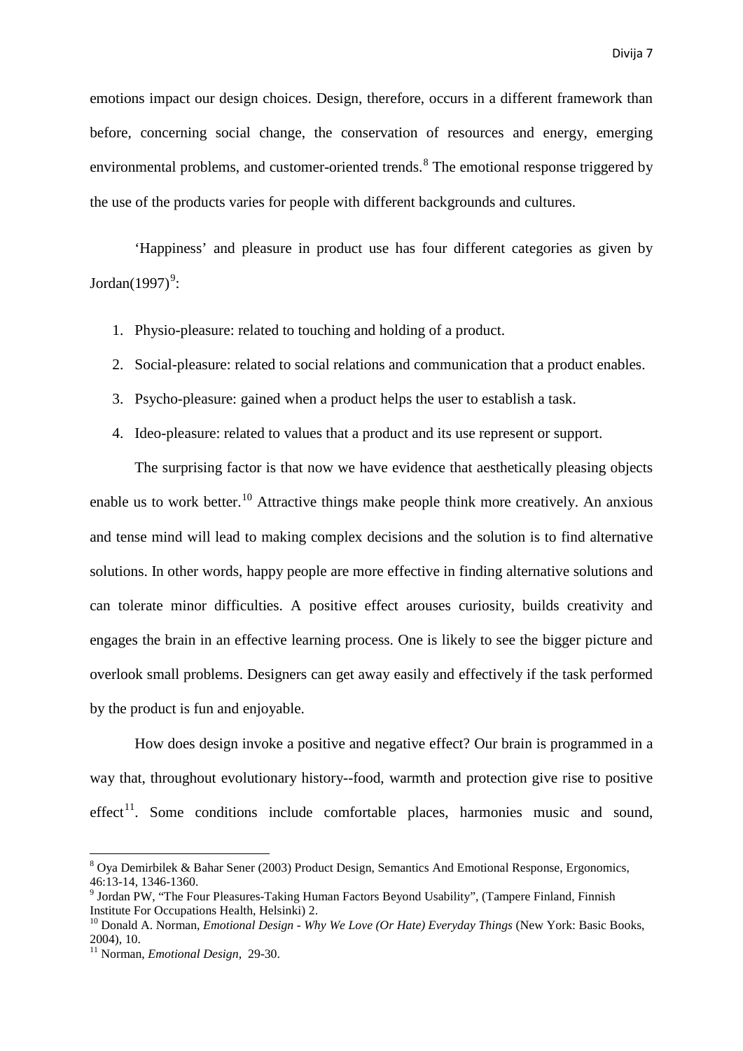emotions impact our design choices. Design, therefore, occurs in a different framework than before, concerning social change, the conservation of resources and energy, emerging environmental problems, and customer-oriented trends.[8] The emotional response triggered by the use of the products varies for people with different backgrounds and cultures.

'Happiness' and pleasure in product use has four different categories as given by Jordan(1997)[9]:

1. Physio-pleasure: related to touching and holding of a product.
2. Social-pleasure: related to social relations and communication that a product enables.
3. Psycho-pleasure: gained when a product helps the user to establish a task.
4. Ideo-pleasure: related to values that a product and its use represent or support.

The surprising factor is that now we have evidence that aesthetically pleasing objects enable us to work better.[10] Attractive things make people think more creatively. An anxious and tense mind will lead to making complex decisions and the solution is to find alternative solutions. In other words, happy people are more effective in finding alternative solutions and can tolerate minor difficulties. A positive effect arouses curiosity, builds creativity and engages the brain in an effective learning process. One is likely to see the bigger picture and overlook small problems. Designers can get away easily and effectively if the task performed by the product is fun and enjoyable.

How does design invoke a positive and negative effect? Our brain is programmed in a way that, throughout evolutionary history--food, warmth and protection give rise to positive effect[11]. Some conditions include comfortable places, harmonies music and sound,

---

[8] Oya Demirbilek & Bahar Sener (2003) Product Design, Semantics And Emotional Response, Ergonomics, 46:13-14, 1346-1360.

[9] Jordan PW, "The Four Pleasures-Taking Human Factors Beyond Usability", (Tampere Finland, Finnish Institute For Occupations Health, Helsinki) 2.

[10] Donald A. Norman, *Emotional Design - Why We Love (Or Hate) Everyday Things* (New York: Basic Books, 2004), 10.

[11] Norman, *Emotional Design,* 29-30.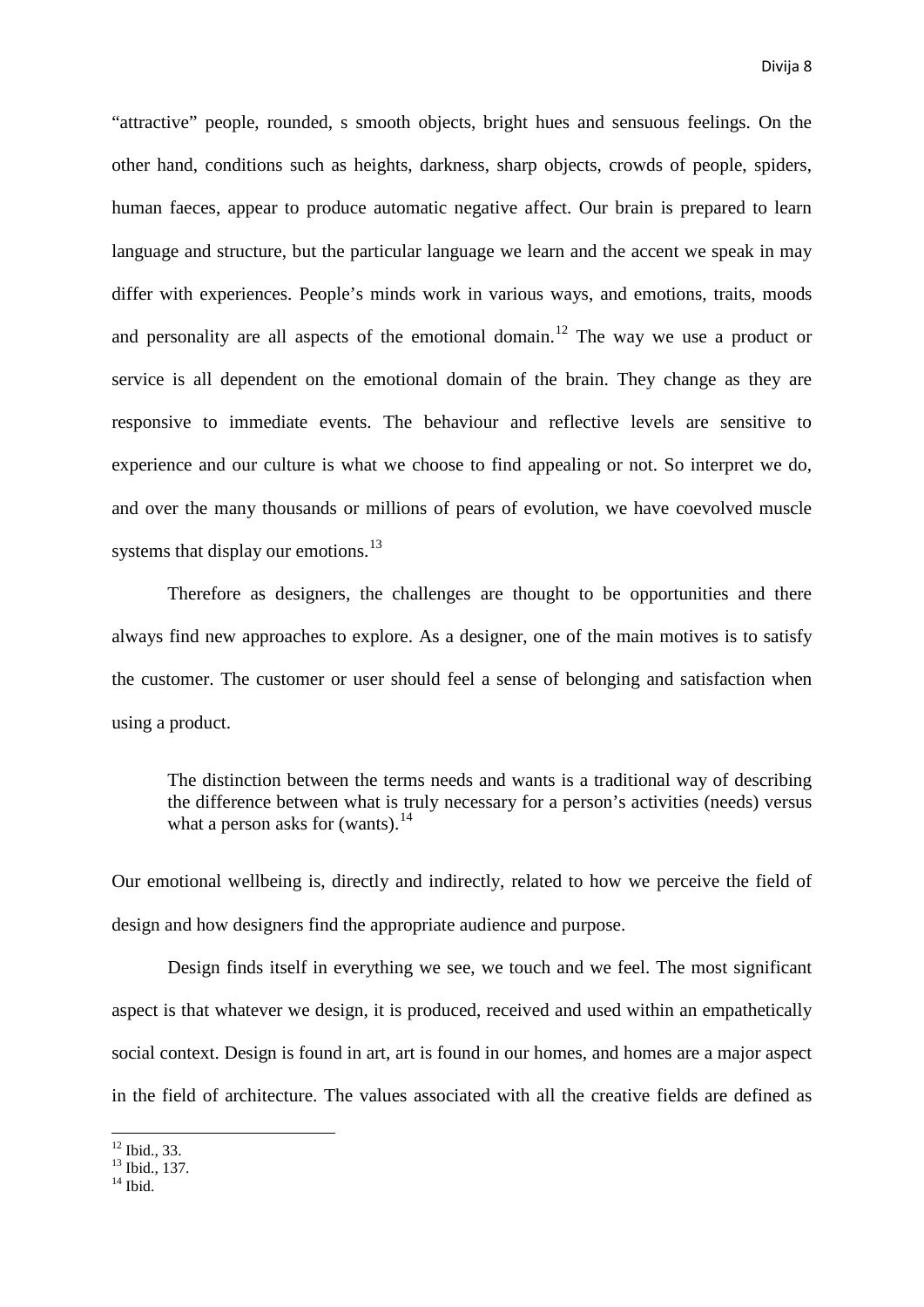"attractive" people, rounded, s smooth objects, bright hues and sensuous feelings. On the other hand, conditions such as heights, darkness, sharp objects, crowds of people, spiders, human faeces, appear to produce automatic negative affect. Our brain is prepared to learn language and structure, but the particular language we learn and the accent we speak in may differ with experiences. People's minds work in various ways, and emotions, traits, moods and personality are all aspects of the emotional domain.[12] The way we use a product or service is all dependent on the emotional domain of the brain. They change as they are responsive to immediate events. The behaviour and reflective levels are sensitive to experience and our culture is what we choose to find appealing or not. So interpret we do, and over the many thousands or millions of pears of evolution, we have coevolved muscle systems that display our emotions.[13]

Therefore as designers, the challenges are thought to be opportunities and there always find new approaches to explore. As a designer, one of the main motives is to satisfy the customer. The customer or user should feel a sense of belonging and satisfaction when using a product.

> The distinction between the terms needs and wants is a traditional way of describing the difference between what is truly necessary for a person's activities (needs) versus what a person asks for (wants).[14]

Our emotional wellbeing is, directly and indirectly, related to how we perceive the field of design and how designers find the appropriate audience and purpose.

Design finds itself in everything we see, we touch and we feel. The most significant aspect is that whatever we design, it is produced, received and used within an empathetically social context. Design is found in art, art is found in our homes, and homes are a major aspect in the field of architecture. The values associated with all the creative fields are defined as

[12] Ibid., 33.
[13] Ibid., 137.
[14] Ibid.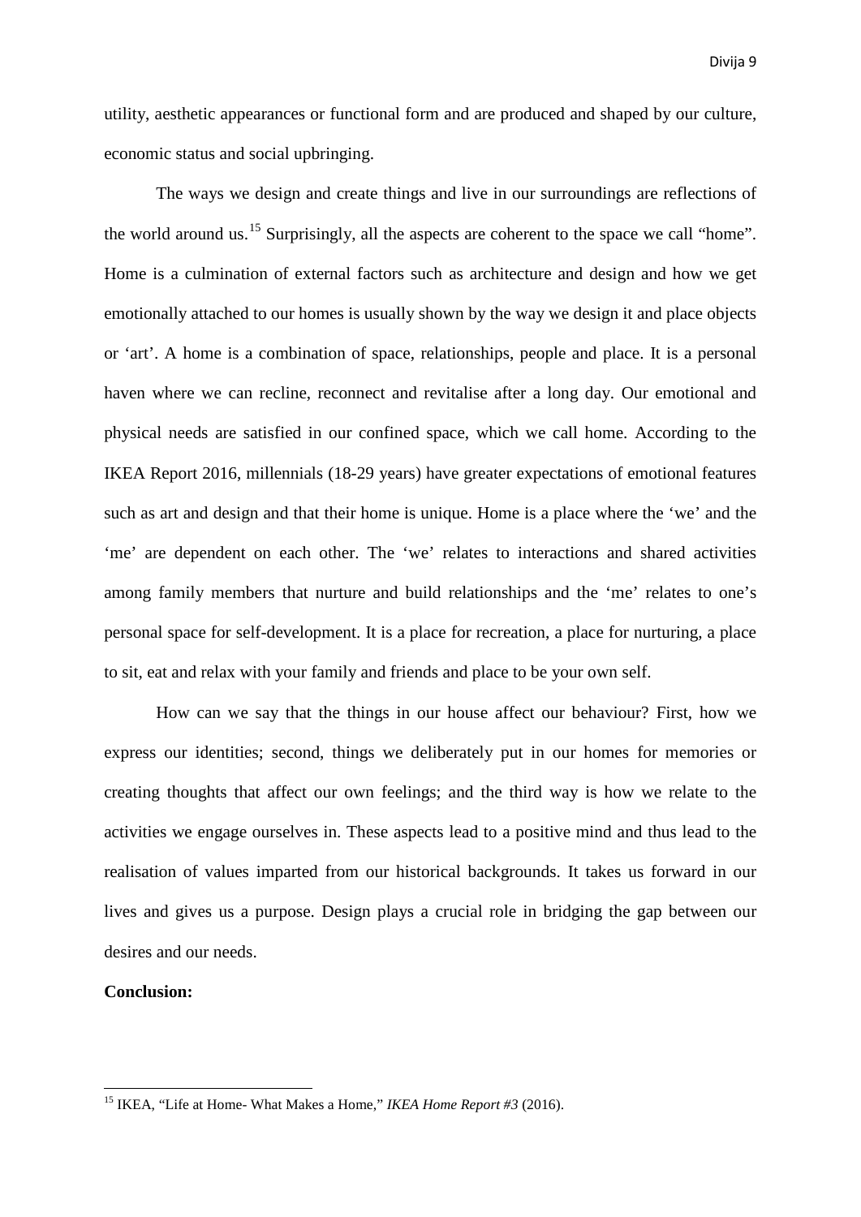utility, aesthetic appearances or functional form and are produced and shaped by our culture, economic status and social upbringing.

The ways we design and create things and live in our surroundings are reflections of the world around us.[15] Surprisingly, all the aspects are coherent to the space we call "home". Home is a culmination of external factors such as architecture and design and how we get emotionally attached to our homes is usually shown by the way we design it and place objects or 'art'. A home is a combination of space, relationships, people and place. It is a personal haven where we can recline, reconnect and revitalise after a long day. Our emotional and physical needs are satisfied in our confined space, which we call home. According to the IKEA Report 2016, millennials (18-29 years) have greater expectations of emotional features such as art and design and that their home is unique. Home is a place where the 'we' and the 'me' are dependent on each other. The 'we' relates to interactions and shared activities among family members that nurture and build relationships and the 'me' relates to one's personal space for self-development. It is a place for recreation, a place for nurturing, a place to sit, eat and relax with your family and friends and place to be your own self.

How can we say that the things in our house affect our behaviour? First, how we express our identities; second, things we deliberately put in our homes for memories or creating thoughts that affect our own feelings; and the third way is how we relate to the activities we engage ourselves in. These aspects lead to a positive mind and thus lead to the realisation of values imparted from our historical backgrounds. It takes us forward in our lives and gives us a purpose. Design plays a crucial role in bridging the gap between our desires and our needs.

**Conclusion:**

---

[15] IKEA, "Life at Home- What Makes a Home," *IKEA Home Report #3* (2016).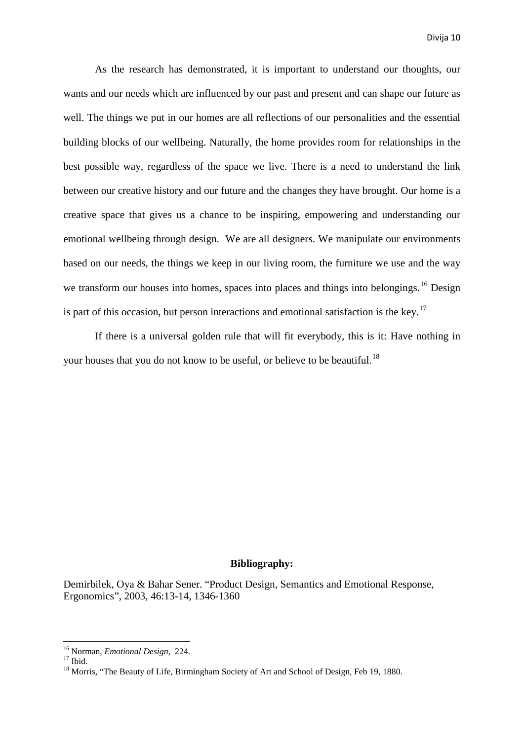As the research has demonstrated, it is important to understand our thoughts, our wants and our needs which are influenced by our past and present and can shape our future as well. The things we put in our homes are all reflections of our personalities and the essential building blocks of our wellbeing. Naturally, the home provides room for relationships in the best possible way, regardless of the space we live. There is a need to understand the link between our creative history and our future and the changes they have brought. Our home is a creative space that gives us a chance to be inspiring, empowering and understanding our emotional wellbeing through design. We are all designers. We manipulate our environments based on our needs, the things we keep in our living room, the furniture we use and the way we transform our houses into homes, spaces into places and things into belongings.[16] Design is part of this occasion, but person interactions and emotional satisfaction is the key.[17]

If there is a universal golden rule that will fit everybody, this is it: Have nothing in your houses that you do not know to be useful, or believe to be beautiful.[18]

**Bibliography:**

Demirbilek, Oya & Bahar Sener. "Product Design, Semantics and Emotional Response, Ergonomics", 2003, 46:13-14, 1346-1360

---

[16] Norman, *Emotional Design,* 224.

[17] Ibid.

[18] Morris, "The Beauty of Life, Birmingham Society of Art and School of Design, Feb 19, 1880.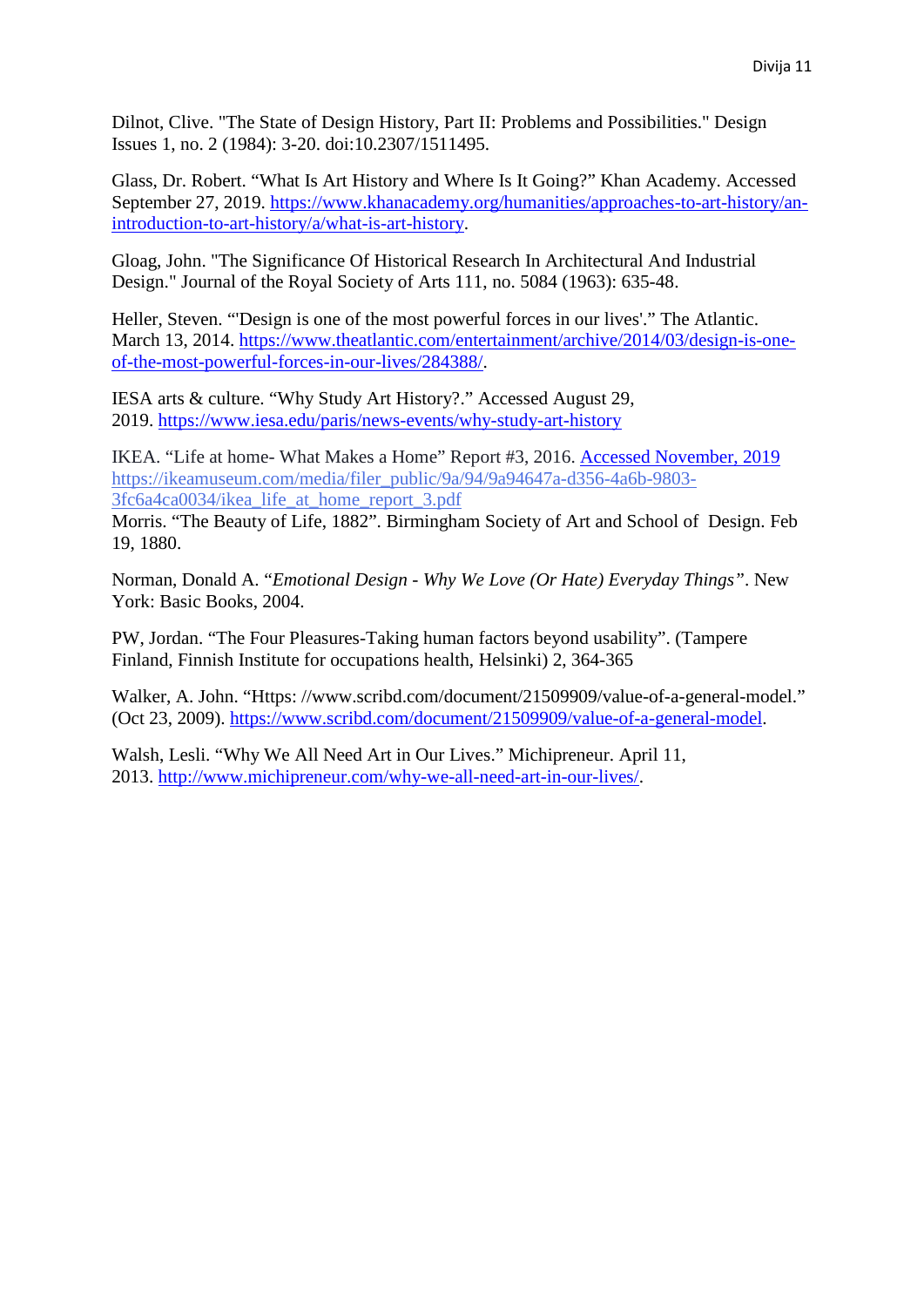Dilnot, Clive. "The State of Design History, Part II: Problems and Possibilities." Design Issues 1, no. 2 (1984): 3-20. doi:10.2307/1511495.

Glass, Dr. Robert. “What Is Art History and Where Is It Going?” Khan Academy. Accessed September 27, 2019. https://www.khanacademy.org/humanities/approaches-to-art-history/an-introduction-to-art-history/a/what-is-art-history.

Gloag, John. "The Significance Of Historical Research In Architectural And Industrial Design." Journal of the Royal Society of Arts 111, no. 5084 (1963): 635-48.

Heller, Steven. “'Design is one of the most powerful forces in our lives'.” The Atlantic. March 13, 2014. https://www.theatlantic.com/entertainment/archive/2014/03/design-is-one-of-the-most-powerful-forces-in-our-lives/284388/.

IESA arts & culture. “Why Study Art History?.” Accessed August 29, 2019. https://www.iesa.edu/paris/news-events/why-study-art-history

IKEA. “Life at home- What Makes a Home” Report #3, 2016. Accessed November, 2019 https://ikeamuseum.com/media/filer_public/9a/94/9a94647a-d356-4a6b-9803-3fc6a4ca0034/ikea_life_at_home_report_3.pdf

Morris. “The Beauty of Life, 1882”. Birmingham Society of Art and School of Design. Feb 19, 1880.

Norman, Donald A. “*Emotional Design - Why We Love (Or Hate) Everyday Things*”. New York: Basic Books, 2004.

PW, Jordan. “The Four Pleasures-Taking human factors beyond usability”. (Tampere Finland, Finnish Institute for occupations health, Helsinki) 2, 364-365

Walker, A. John. “Https: //www.scribd.com/document/21509909/value-of-a-general-model.” (Oct 23, 2009). https://www.scribd.com/document/21509909/value-of-a-general-model.

Walsh, Lesli. “Why We All Need Art in Our Lives.” Michipreneur. April 11, 2013. http://www.michipreneur.com/why-we-all-need-art-in-our-lives/.